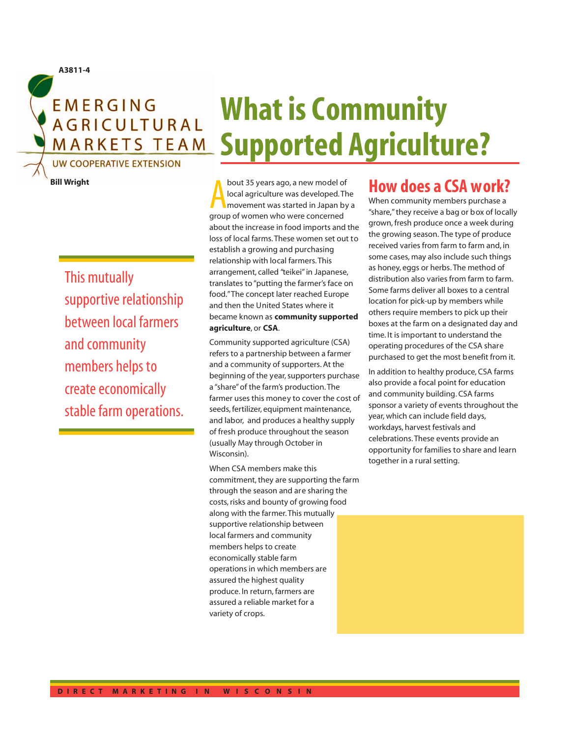A3811-4

EMERGING AGRICULTURAL MARKETS TEAM

UW COOPERATIVE EXTENSION

# What is Community Supported Agriculture?

**Bill Wright**

> This mutually supportive relationship between local farmers and community members helps to create economically stable farm operations.

About 35 years ago, a new model of local agriculture was developed. The movement was started in Japan by a group of women who were concerned about the increase in food imports and the loss of local farms. These women set out to establish a growing and purchasing relationship with local farmers. This arrangement, called "teikei" in Japanese, translates to "putting the farmer's face on food." The concept later reached Europe and then the United States where it became known as **community supported agriculture**, or **CSA**.

Community supported agriculture (CSA) refers to a partnership between a farmer and a community of supporters. At the beginning of the year, supporters purchase a "share" of the farm's production. The farmer uses this money to cover the cost of seeds, fertilizer, equipment maintenance, and labor, and produces a healthy supply of fresh produce throughout the season (usually May through October in Wisconsin).

When CSA members make this commitment, they are supporting the farm through the season and are sharing the costs, risks and bounty of growing food along with the farmer. This mutually supportive relationship between local farmers and community members helps to create economically stable farm operations in which members are assured the highest quality produce. In return, farmers are assured a reliable market for a variety of crops.

## How does a CSA work?

When community members purchase a "share," they receive a bag or box of locally grown, fresh produce once a week during the growing season. The type of produce received varies from farm to farm and, in some cases, may also include such things as honey, eggs or herbs. The method of distribution also varies from farm to farm. Some farms deliver all boxes to a central location for pick-up by members while others require members to pick up their boxes at the farm on a designated day and time. It is important to understand the operating procedures of the CSA share purchased to get the most benefit from it.

In addition to healthy produce, CSA farms also provide a focal point for education and community building. CSA farms sponsor a variety of events throughout the year, which can include field days, workdays, harvest festivals and celebrations. These events provide an opportunity for families to share and learn together in a rural setting.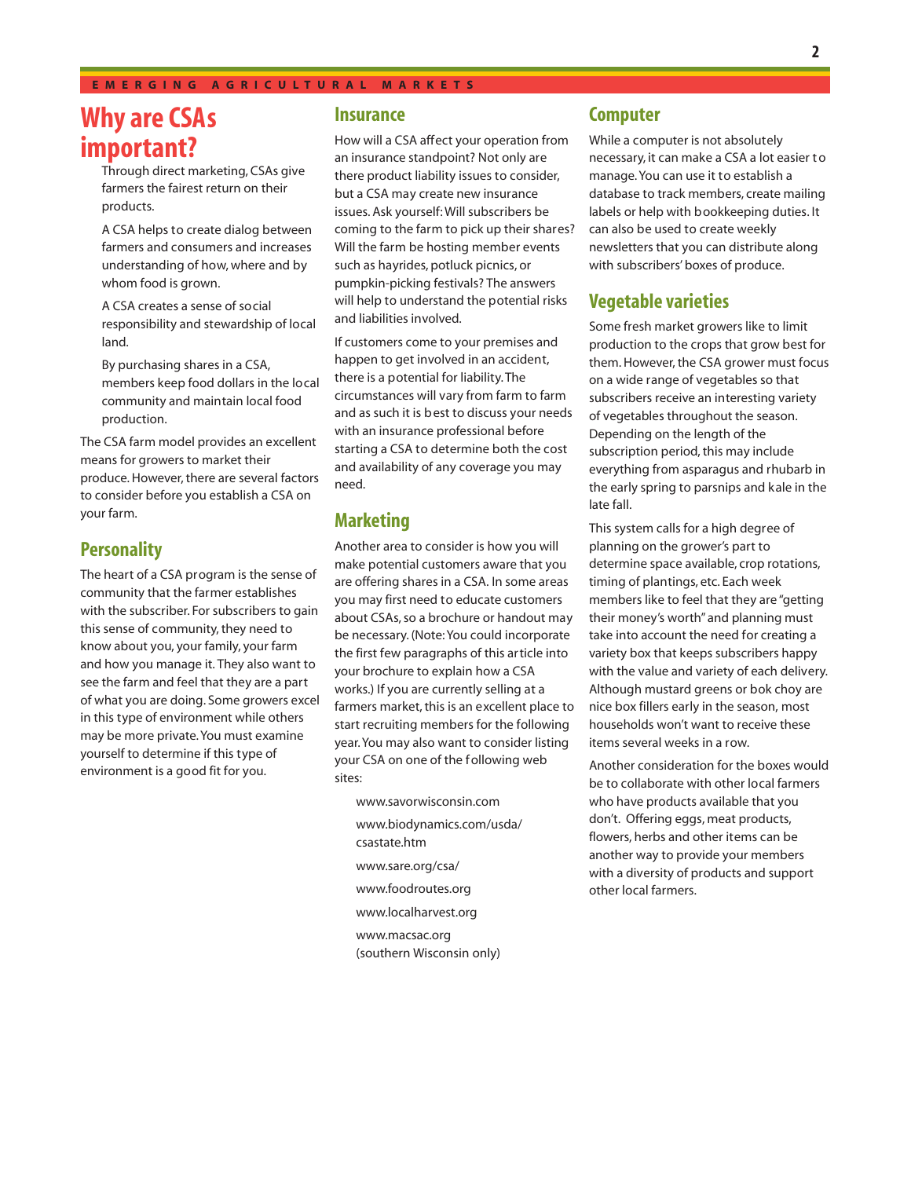## Why are CSAs important?

- Through direct marketing, CSAs give farmers the fairest return on their products.
- A CSA helps to create dialog between farmers and consumers and increases understanding of how, where and by whom food is grown.
- A CSA creates a sense of social responsibility and stewardship of local land.
- By purchasing shares in a CSA, members keep food dollars in the local community and maintain local food production.

The CSA farm model provides an excellent means for growers to market their produce. However, there are several factors to consider before you establish a CSA on your farm.

### Personality

The heart of a CSA program is the sense of community that the farmer establishes with the subscriber. For subscribers to gain this sense of community, they need to know about you, your family, your farm and how you manage it. They also want to see the farm and feel that they are a part of what you are doing. Some growers excel in this type of environment while others may be more private. You must examine yourself to determine if this type of environment is a good fit for you.

### Insurance

How will a CSA affect your operation from an insurance standpoint? Not only are there product liability issues to consider, but a CSA may create new insurance issues. Ask yourself: Will subscribers be coming to the farm to pick up their shares? Will the farm be hosting member events such as hayrides, potluck picnics, or pumpkin-picking festivals? The answers will help to understand the potential risks and liabilities involved.

If customers come to your premises and happen to get involved in an accident, there is a potential for liability. The circumstances will vary from farm to farm and as such it is best to discuss your needs with an insurance professional before starting a CSA to determine both the cost and availability of any coverage you may need.

### Marketing

Another area to consider is how you will make potential customers aware that you are offering shares in a CSA. In some areas you may first need to educate customers about CSAs, so a brochure or handout may be necessary. (Note: You could incorporate the first few paragraphs of this article into your brochure to explain how a CSA works.) If you are currently selling at a farmers market, this is an excellent place to start recruiting members for the following year. You may also want to consider listing your CSA on one of the following web sites:

- www.savorwisconsin.com
- www.biodynamics.com/usda/csastate.htm
- www.sare.org/csa/
- www.foodroutes.org
- www.localharvest.org
- www.macsac.org (southern Wisconsin only)

### Computer

While a computer is not absolutely necessary, it can make a CSA a lot easier to manage. You can use it to establish a database to track members, create mailing labels or help with bookkeeping duties. It can also be used to create weekly newsletters that you can distribute along with subscribers' boxes of produce.

### Vegetable varieties

Some fresh market growers like to limit production to the crops that grow best for them. However, the CSA grower must focus on a wide range of vegetables so that subscribers receive an interesting variety of vegetables throughout the season. Depending on the length of the subscription period, this may include everything from asparagus and rhubarb in the early spring to parsnips and kale in the late fall.

This system calls for a high degree of planning on the grower's part to determine space available, crop rotations, timing of plantings, etc. Each week members like to feel that they are "getting their money's worth" and planning must take into account the need for creating a variety box that keeps subscribers happy with the value and variety of each delivery. Although mustard greens or bok choy are nice box fillers early in the season, most households won't want to receive these items several weeks in a row.

Another consideration for the boxes would be to collaborate with other local farmers who have products available that you don't. Offering eggs, meat products, flowers, herbs and other items can be another way to provide your members with a diversity of products and support other local farmers.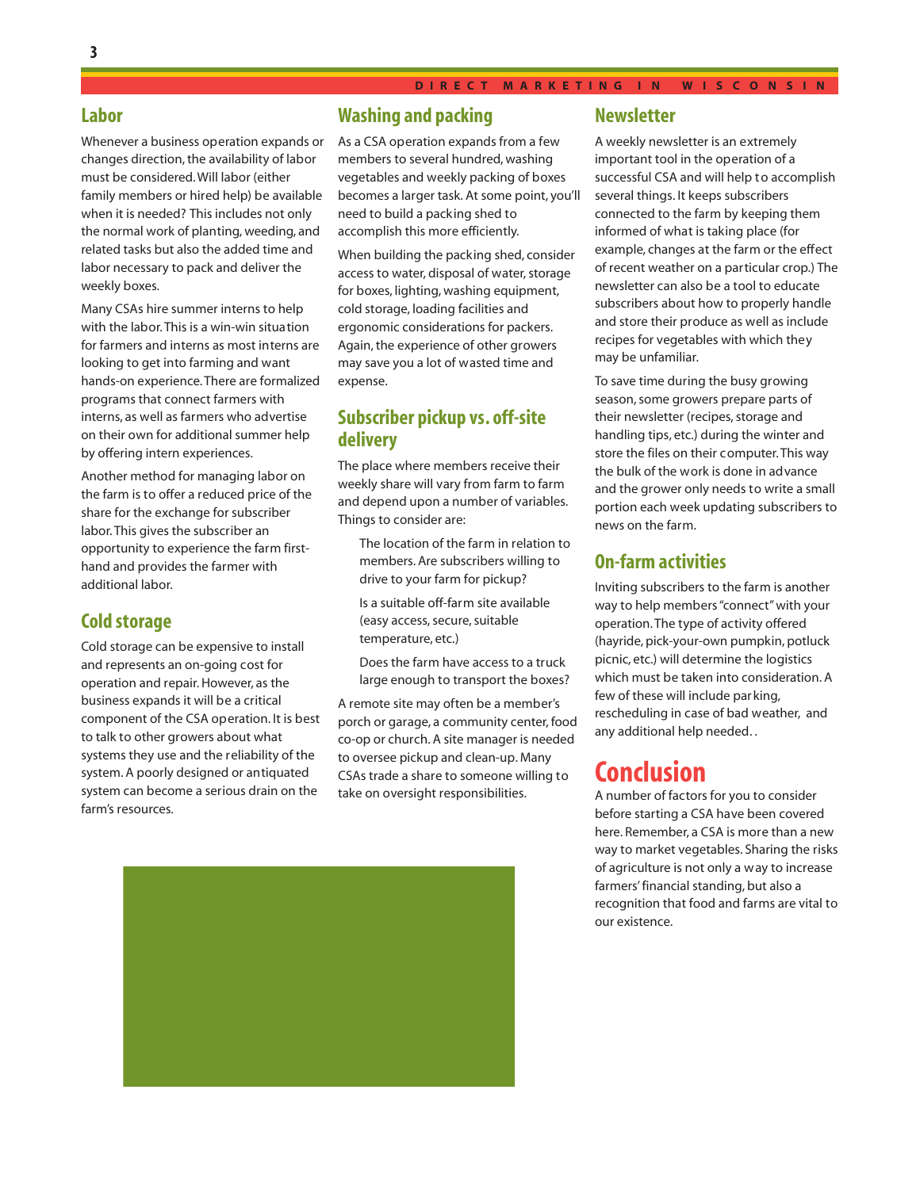## Labor

Whenever a business operation expands or changes direction, the availability of labor must be considered. Will labor (either family members or hired help) be available when it is needed? This includes not only the normal work of planting, weeding, and related tasks but also the added time and labor necessary to pack and deliver the weekly boxes.

Many CSAs hire summer interns to help with the labor. This is a win-win situation for farmers and interns as most interns are looking to get into farming and want hands-on experience. There are formalized programs that connect farmers with interns, as well as farmers who advertise on their own for additional summer help by offering intern experiences.

Another method for managing labor on the farm is to offer a reduced price of the share for the exchange for subscriber labor. This gives the subscriber an opportunity to experience the farm first-hand and provides the farmer with additional labor.

## Cold storage

Cold storage can be expensive to install and represents an on-going cost for operation and repair. However, as the business expands it will be a critical component of the CSA operation. It is best to talk to other growers about what systems they use and the reliability of the system. A poorly designed or antiquated system can become a serious drain on the farm's resources.

## Washing and packing

As a CSA operation expands from a few members to several hundred, washing vegetables and weekly packing of boxes becomes a larger task. At some point, you'll need to build a packing shed to accomplish this more efficiently.

When building the packing shed, consider access to water, disposal of water, storage for boxes, lighting, washing equipment, cold storage, loading facilities and ergonomic considerations for packers. Again, the experience of other growers may save you a lot of wasted time and expense.

## Subscriber pickup vs. off-site delivery

The place where members receive their weekly share will vary from farm to farm and depend upon a number of variables. Things to consider are:

- The location of the farm in relation to members. Are subscribers willing to drive to your farm for pickup?
- Is a suitable off-farm site available (easy access, secure, suitable temperature, etc.)
- Does the farm have access to a truck large enough to transport the boxes?

A remote site may often be a member's porch or garage, a community center, food co-op or church. A site manager is needed to oversee pickup and clean-up. Many CSAs trade a share to someone willing to take on oversight responsibilities.

## Newsletter

A weekly newsletter is an extremely important tool in the operation of a successful CSA and will help to accomplish several things. It keeps subscribers connected to the farm by keeping them informed of what is taking place (for example, changes at the farm or the effect of recent weather on a particular crop.) The newsletter can also be a tool to educate subscribers about how to properly handle and store their produce as well as include recipes for vegetables with which they may be unfamiliar.

To save time during the busy growing season, some growers prepare parts of their newsletter (recipes, storage and handling tips, etc.) during the winter and store the files on their computer. This way the bulk of the work is done in advance and the grower only needs to write a small portion each week updating subscribers to news on the farm.

## On-farm activities

Inviting subscribers to the farm is another way to help members "connect" with your operation. The type of activity offered (hayride, pick-your-own pumpkin, potluck picnic, etc.) will determine the logistics which must be taken into consideration. A few of these will include parking, rescheduling in case of bad weather, and any additional help needed. .

# Conclusion

A number of factors for you to consider before starting a CSA have been covered here. Remember, a CSA is more than a new way to market vegetables. Sharing the risks of agriculture is not only a way to increase farmers' financial standing, but also a recognition that food and farms are vital to our existence.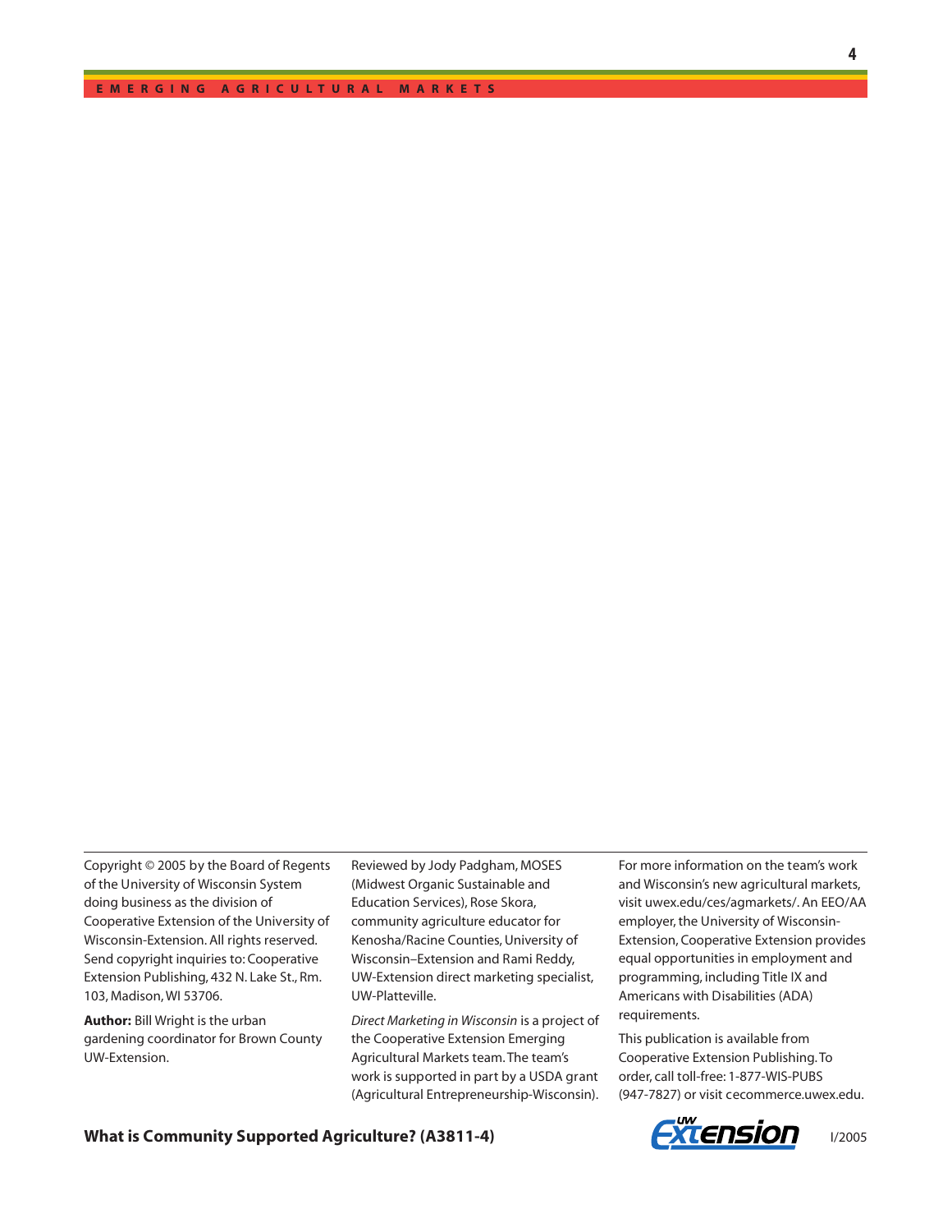Copyright © 2005 by the Board of Regents of the University of Wisconsin System doing business as the division of Cooperative Extension of the University of Wisconsin-Extension. All rights reserved. Send copyright inquiries to: Cooperative Extension Publishing, 432 N. Lake St., Rm. 103, Madison, WI 53706.

**Author:** Bill Wright is the urban gardening coordinator for Brown County UW-Extension.

Reviewed by Jody Padgham, MOSES (Midwest Organic Sustainable and Education Services), Rose Skora, community agriculture educator for Kenosha/Racine Counties, University of Wisconsin–Extension and Rami Reddy, UW-Extension direct marketing specialist, UW-Platteville.

*Direct Marketing in Wisconsin* is a project of the Cooperative Extension Emerging Agricultural Markets team. The team's work is supported in part by a USDA grant (Agricultural Entrepreneurship-Wisconsin).

For more information on the team's work and Wisconsin's new agricultural markets, visit uwex.edu/ces/agmarkets/. An EEO/AA employer, the University of Wisconsin-Extension, Cooperative Extension provides equal opportunities in employment and programming, including Title IX and Americans with Disabilities (ADA) requirements.

This publication is available from Cooperative Extension Publishing. To order, call toll-free: 1-877-WIS-PUBS (947-7827) or visit cecommerce.uwex.edu.

**What is Community Supported Agriculture? (A3811-4)**

UW Extension

I/2005